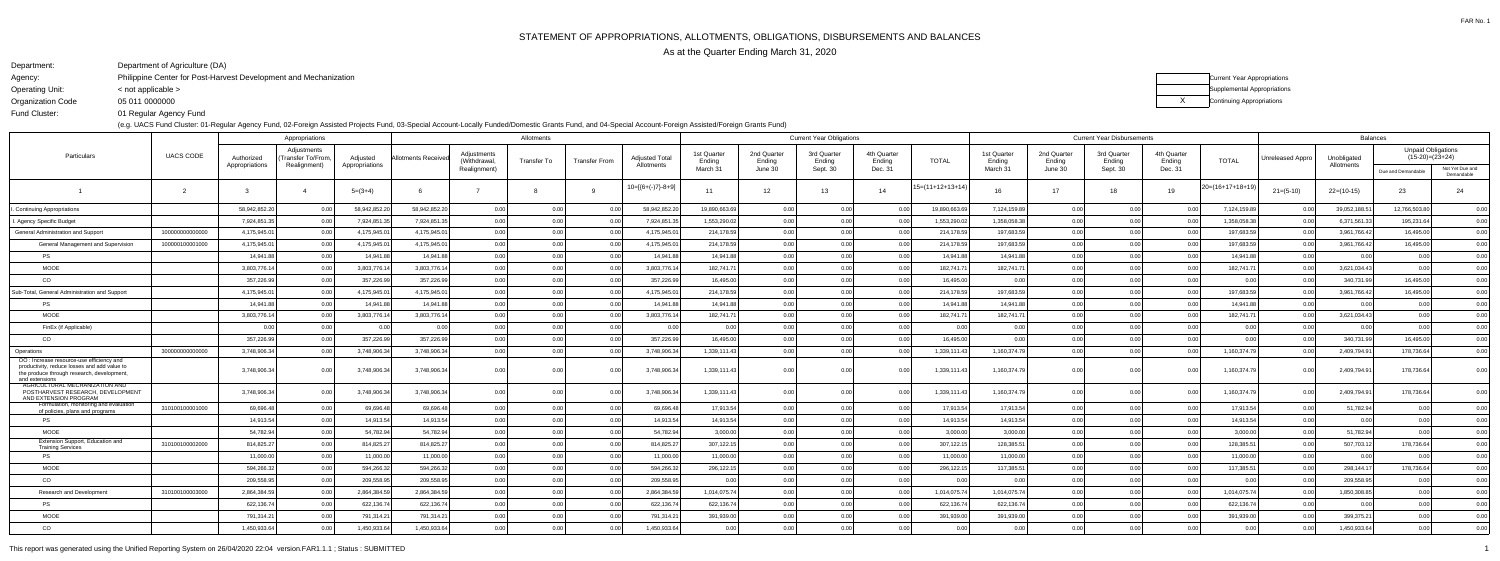# STATEMENT OF APPROPRIATIONS, ALLOTMENTS, OBLIGATIONS, DISBURSEMENTS AND BALANCES

## As at the Quarter Ending March 31, 2020

Department: Department of Agriculture (DA)

Agency: Philippine Center for Post-Harvest Development and Mechanization

Operating Unit: < not applicable >

Organization Code: 05 011 0000000

Fund Cluster: 01 Regular Agency Fund

(e.g. UACS Fund Cluster: 01-Regular Agency Fund, 02-Foreign Assisted Projects Fund, 03-Special Account-Locally Funded/Domestic Grants Fund, and 04-Special Account-Foreign Assisted/Foreign Grants Fund)

| | Current Year Appropriations |
|---|---|
| | Supplemental Appropriations |
| X | Continuing Appropriations |

| Particulars | UACS CODE | Appropriations: Authorized Appropriations | Appropriations: Adjustments (Transfer To/From, Realignment) | Appropriations: Adjusted Appropriations | Allotments: Allotments Received | Allotments: Adjustments (Withdrawal, Realignment) | Allotments: Transfer To | Allotments: Transfer From | Allotments: Adjusted Total Allotments | Current Year Obligations: 1st Quarter Ending March 31 | Current Year Obligations: 2nd Quarter Ending June 30 | Current Year Obligations: 3rd Quarter Ending Sept. 30 | Current Year Obligations: 4th Quarter Ending Dec. 31 | Current Year Obligations: TOTAL | Current Year Disbursements: 1st Quarter Ending March 31 | Current Year Disbursements: 2nd Quarter Ending June 30 | Current Year Disbursements: 3rd Quarter Ending Sept. 30 | Current Year Disbursements: 4th Quarter Ending Dec. 31 | Current Year Disbursements: TOTAL | Balances: Unreleased Appro | Balances: Unobligated Allotments | Balances: Unpaid Obligations (15-20)=(23+24): Due and Demandable | Balances: Unpaid Obligations (15-20)=(23+24): Not Yet Due and Demandable |
|---|---|---|---|---|---|---|---|---|---|---|---|---|---|---|---|---|---|---|---|---|---|---|---|
| 1 | 2 | 3 | 4 | 5=(3+4) | 6 | 7 | 8 | 9 | 10=[{6+(-)7}-8+9] | 11 | 12 | 13 | 14 | 15=(11+12+13+14) | 16 | 17 | 18 | 19 | 20=(16+17+18+19) | 21=(5-10) | 22=(10-15) | 23 | 24 |
| I. Continuing Appropriations | | 58,942,852.20 | 0.00 | 58,942,852.20 | 58,942,852.20 | 0.00 | 0.00 | 0.00 | 58,942,852.20 | 19,890,663.69 | 0.00 | 0.00 | 0.00 | 19,890,663.69 | 7,124,159.89 | 0.00 | 0.00 | 0.00 | 7,124,159.89 | 0.00 | 39,052,188.51 | 12,766,503.80 | 0.00 |
| I. Agency Specific Budget | | 7,924,851.35 | 0.00 | 7,924,851.35 | 7,924,851.35 | 0.00 | 0.00 | 0.00 | 7,924,851.35 | 1,553,290.02 | 0.00 | 0.00 | 0.00 | 1,553,290.02 | 1,358,058.38 | 0.00 | 0.00 | 0.00 | 1,358,058.38 | 0.00 | 6,371,561.33 | 195,231.64 | 0.00 |
| General Administration and Support | 100000000000000 | 4,175,945.01 | 0.00 | 4,175,945.01 | 4,175,945.01 | 0.00 | 0.00 | 0.00 | 4,175,945.01 | 214,178.59 | 0.00 | 0.00 | 0.00 | 214,178.59 | 197,683.59 | 0.00 | 0.00 | 0.00 | 197,683.59 | 0.00 | 3,961,766.42 | 16,495.00 | 0.00 |
| General Management and Supervision | 100000100001000 | 4,175,945.01 | 0.00 | 4,175,945.01 | 4,175,945.01 | 0.00 | 0.00 | 0.00 | 4,175,945.01 | 214,178.59 | 0.00 | 0.00 | 0.00 | 214,178.59 | 197,683.59 | 0.00 | 0.00 | 0.00 | 197,683.59 | 0.00 | 3,961,766.42 | 16,495.00 | 0.00 |
| PS | | 14,941.88 | 0.00 | 14,941.88 | 14,941.88 | 0.00 | 0.00 | 0.00 | 14,941.88 | 14,941.88 | 0.00 | 0.00 | 0.00 | 14,941.88 | 14,941.88 | 0.00 | 0.00 | 0.00 | 14,941.88 | 0.00 | 0.00 | 0.00 | 0.00 |
| MOOE | | 3,803,776.14 | 0.00 | 3,803,776.14 | 3,803,776.14 | 0.00 | 0.00 | 0.00 | 3,803,776.14 | 182,741.71 | 0.00 | 0.00 | 0.00 | 182,741.71 | 182,741.71 | 0.00 | 0.00 | 0.00 | 182,741.71 | 0.00 | 3,621,034.43 | 0.00 | 0.00 |
| CO | | 357,226.99 | 0.00 | 357,226.99 | 357,226.99 | 0.00 | 0.00 | 0.00 | 357,226.99 | 16,495.00 | 0.00 | 0.00 | 0.00 | 16,495.00 | 0.00 | 0.00 | 0.00 | 0.00 | 0.00 | 0.00 | 340,731.99 | 16,495.00 | 0.00 |
| Sub-Total, General Administration and Support | | 4,175,945.01 | 0.00 | 4,175,945.01 | 4,175,945.01 | 0.00 | 0.00 | 0.00 | 4,175,945.01 | 214,178.59 | 0.00 | 0.00 | 0.00 | 214,178.59 | 197,683.59 | 0.00 | 0.00 | 0.00 | 197,683.59 | 0.00 | 3,961,766.42 | 16,495.00 | 0.00 |
| PS | | 14,941.88 | 0.00 | 14,941.88 | 14,941.88 | 0.00 | 0.00 | 0.00 | 14,941.88 | 14,941.88 | 0.00 | 0.00 | 0.00 | 14,941.88 | 14,941.88 | 0.00 | 0.00 | 0.00 | 14,941.88 | 0.00 | 0.00 | 0.00 | 0.00 |
| MOOE | | 3,803,776.14 | 0.00 | 3,803,776.14 | 3,803,776.14 | 0.00 | 0.00 | 0.00 | 3,803,776.14 | 182,741.71 | 0.00 | 0.00 | 0.00 | 182,741.71 | 182,741.71 | 0.00 | 0.00 | 0.00 | 182,741.71 | 0.00 | 3,621,034.43 | 0.00 | 0.00 |
| FinEx (if Applicable) | | 0.00 | 0.00 | 0.00 | 0.00 | 0.00 | 0.00 | 0.00 | 0.00 | 0.00 | 0.00 | 0.00 | 0.00 | 0.00 | 0.00 | 0.00 | 0.00 | 0.00 | 0.00 | 0.00 | 0.00 | 0.00 | 0.00 |
| CO | | 357,226.99 | 0.00 | 357,226.99 | 357,226.99 | 0.00 | 0.00 | 0.00 | 357,226.99 | 16,495.00 | 0.00 | 0.00 | 0.00 | 16,495.00 | 0.00 | 0.00 | 0.00 | 0.00 | 0.00 | 0.00 | 340,731.99 | 16,495.00 | 0.00 |
| Operations | 300000000000000 | 3,748,906.34 | 0.00 | 3,748,906.34 | 3,748,906.34 | 0.00 | 0.00 | 0.00 | 3,748,906.34 | 1,339,111.43 | 0.00 | 0.00 | 0.00 | 1,339,111.43 | 1,160,374.79 | 0.00 | 0.00 | 0.00 | 1,160,374.79 | 0.00 | 2,409,794.91 | 178,736.64 | 0.00 |
| OO : Increase resource-use efficiency and productivity, reduce losses and add value to the produce through research, development, and extensions | | 3,748,906.34 | 0.00 | 3,748,906.34 | 3,748,906.34 | 0.00 | 0.00 | 0.00 | 3,748,906.34 | 1,339,111.43 | 0.00 | 0.00 | 0.00 | 1,339,111.43 | 1,160,374.79 | 0.00 | 0.00 | 0.00 | 1,160,374.79 | 0.00 | 2,409,794.91 | 178,736.64 | 0.00 |
| AGRICULTURAL MECHANIZATION AND POSTHARVEST RESEARCH, DEVELOPMENT AND EXTENSION PROGRAM | | 3,748,906.34 | 0.00 | 3,748,906.34 | 3,748,906.34 | 0.00 | 0.00 | 0.00 | 3,748,906.34 | 1,339,111.43 | 0.00 | 0.00 | 0.00 | 1,339,111.43 | 1,160,374.79 | 0.00 | 0.00 | 0.00 | 1,160,374.79 | 0.00 | 2,409,794.91 | 178,736.64 | 0.00 |
| Formulation, monitoring and evaluation of policies, plans and programs | 310100100001000 | 69,696.48 | 0.00 | 69,696.48 | 69,696.48 | 0.00 | 0.00 | 0.00 | 69,696.48 | 17,913.54 | 0.00 | 0.00 | 0.00 | 17,913.54 | 17,913.54 | 0.00 | 0.00 | 0.00 | 17,913.54 | 0.00 | 51,782.94 | 0.00 | 0.00 |
| PS | | 14,913.54 | 0.00 | 14,913.54 | 14,913.54 | 0.00 | 0.00 | 0.00 | 14,913.54 | 14,913.54 | 0.00 | 0.00 | 0.00 | 14,913.54 | 14,913.54 | 0.00 | 0.00 | 0.00 | 14,913.54 | 0.00 | 0.00 | 0.00 | 0.00 |
| MOOE | | 54,782.94 | 0.00 | 54,782.94 | 54,782.94 | 0.00 | 0.00 | 0.00 | 54,782.94 | 3,000.00 | 0.00 | 0.00 | 0.00 | 3,000.00 | 3,000.00 | 0.00 | 0.00 | 0.00 | 3,000.00 | 0.00 | 51,782.94 | 0.00 | 0.00 |
| Extension Support, Education and Training Services | 310100100002000 | 814,825.27 | 0.00 | 814,825.27 | 814,825.27 | 0.00 | 0.00 | 0.00 | 814,825.27 | 307,122.15 | 0.00 | 0.00 | 0.00 | 307,122.15 | 128,385.51 | 0.00 | 0.00 | 0.00 | 128,385.51 | 0.00 | 507,703.12 | 178,736.64 | 0.00 |
| PS | | 11,000.00 | 0.00 | 11,000.00 | 11,000.00 | 0.00 | 0.00 | 0.00 | 11,000.00 | 11,000.00 | 0.00 | 0.00 | 0.00 | 11,000.00 | 11,000.00 | 0.00 | 0.00 | 0.00 | 11,000.00 | 0.00 | 0.00 | 0.00 | 0.00 |
| MOOE | | 594,266.32 | 0.00 | 594,266.32 | 594,266.32 | 0.00 | 0.00 | 0.00 | 594,266.32 | 296,122.15 | 0.00 | 0.00 | 0.00 | 296,122.15 | 117,385.51 | 0.00 | 0.00 | 0.00 | 117,385.51 | 0.00 | 298,144.17 | 178,736.64 | 0.00 |
| CO | | 209,558.95 | 0.00 | 209,558.95 | 209,558.95 | 0.00 | 0.00 | 0.00 | 209,558.95 | 0.00 | 0.00 | 0.00 | 0.00 | 0.00 | 0.00 | 0.00 | 0.00 | 0.00 | 0.00 | 0.00 | 209,558.95 | 0.00 | 0.00 |
| Research and Development | 310100100003000 | 2,864,384.59 | 0.00 | 2,864,384.59 | 2,864,384.59 | 0.00 | 0.00 | 0.00 | 2,864,384.59 | 1,014,075.74 | 0.00 | 0.00 | 0.00 | 1,014,075.74 | 1,014,075.74 | 0.00 | 0.00 | 0.00 | 1,014,075.74 | 0.00 | 1,850,308.85 | 0.00 | 0.00 |
| PS | | 622,136.74 | 0.00 | 622,136.74 | 622,136.74 | 0.00 | 0.00 | 0.00 | 622,136.74 | 622,136.74 | 0.00 | 0.00 | 0.00 | 622,136.74 | 622,136.74 | 0.00 | 0.00 | 0.00 | 622,136.74 | 0.00 | 0.00 | 0.00 | 0.00 |
| MOOE | | 791,314.21 | 0.00 | 791,314.21 | 791,314.21 | 0.00 | 0.00 | 0.00 | 791,314.21 | 391,939.00 | 0.00 | 0.00 | 0.00 | 391,939.00 | 391,939.00 | 0.00 | 0.00 | 0.00 | 391,939.00 | 0.00 | 399,375.21 | 0.00 | 0.00 |
| CO | | 1,450,933.64 | 0.00 | 1,450,933.64 | 1,450,933.64 | 0.00 | 0.00 | 0.00 | 1,450,933.64 | 0.00 | 0.00 | 0.00 | 0.00 | 0.00 | 0.00 | 0.00 | 0.00 | 0.00 | 0.00 | 0.00 | 1,450,933.64 | 0.00 | 0.00 |

This report was generated using the Unified Reporting System on 26/04/2020 22:04 version.FAR1.1.1 ; Status : SUBMITTED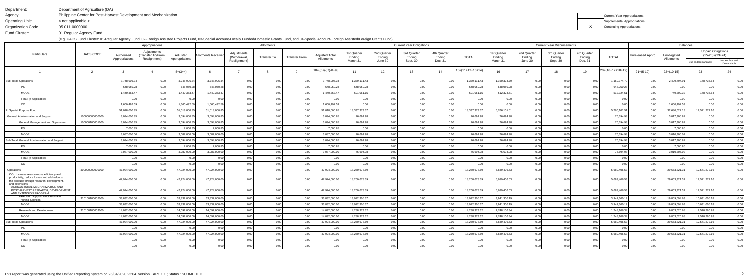Department: Department of Agriculture (DA)
Agency: Philippine Center for Post-Harvest Development and Mechanization
Operating Unit: < not applicable >
Organization Code: 05 011 0000000
Fund Cluster: 01 Regular Agency Fund

| | Current Year Appropriations |
|---|---|
| | Supplemental Appropriations |
| X | Continuing Appropriations |

(e.g. UACS Fund Cluster: 01-Regular Agency Fund, 02-Foreign Assisted Projects Fund, 03-Special Account-Locally Funded/Domestic Grants Fund, and 04-Special Account-Foreign Assisted/Foreign Grants Fund)

| Particulars | UACS CODE | Appropriations | | | Allotments | | | | | Current Year Obligations | | | | | Current Year Disbursements | | | | | Balances | | | |
|---|---|---|---|---|---|---|---|---|---|---|---|---|---|---|---|---|---|---|---|---|---|---|---|
| | | Authorized Appropriations | Adjustments (Transfer To/From, Realignment) | Adjusted Appropriations | Allotments Received | Adjustments (Withdrawal, Realignment) | Transfer To | Transfer From | Adjusted Total Allotments | 1st Quarter Ending March 31 | 2nd Quarter Ending June 30 | 3rd Quarter Ending Sept. 30 | 4th Quarter Ending Dec. 31 | TOTAL | 1st Quarter Ending March 31 | 2nd Quarter Ending June 30 | 3rd Quarter Ending Sept. 30 | 4th Quarter Ending Dec. 31 | TOTAL | Unreleased Appro | Unobligated Allotments | Unpaid Obligations (15-20)=(23+24) | |
| | | | | | | | | | | | | | | | | | | | | | | Due and Demandable | Not Yet Due and Demandable |
| 1 | 2 | 3 | 4 | 5=(3+4) | 6 | 7 | 8 | 9 | 10=[{6+(-)7}-8+9] | 11 | 12 | 13 | 14 | 15=(11+12+13+14) | 16 | 17 | 18 | 19 | 20=(16+17+18+19) | 21=(5-10) | 22=(10-15) | 23 | 24 |
| Sub-Total, Operations | | 3,748,906.34 | 0.00 | 3,748,906.34 | 3,748,906.34 | 0.00 | 0.00 | 0.00 | 3,748,906.34 | 1,339,111.43 | 0.00 | 0.00 | 0.00 | 1,339,111.43 | 1,160,374.79 | 0.00 | 0.00 | 0.00 | 1,160,374.79 | 0.00 | 2,409,794.91 | 178,736.64 | 0.00 |
| PS | | 648,050.28 | 0.00 | 648,050.28 | 648,050.28 | 0.00 | 0.00 | 0.00 | 648,050.28 | 648,050.28 | 0.00 | 0.00 | 0.00 | 648,050.28 | 648,050.28 | 0.00 | 0.00 | 0.00 | 648,050.28 | 0.00 | 0.00 | 0.00 | 0.00 |
| MOOE | | 1,440,363.47 | 0.00 | 1,440,363.47 | 1,440,363.47 | 0.00 | 0.00 | 0.00 | 1,440,363.47 | 691,061.15 | 0.00 | 0.00 | 0.00 | 691,061.15 | 512,324.51 | 0.00 | 0.00 | 0.00 | 512,324.51 | 0.00 | 749,302.32 | 178,736.64 | 0.00 |
| FinEx (if Applicable) | | 0.00 | 0.00 | 0.00 | 0.00 | 0.00 | 0.00 | 0.00 | 0.00 | 0.00 | 0.00 | 0.00 | 0.00 | 0.00 | 0.00 | 0.00 | 0.00 | 0.00 | 0.00 | 0.00 | 0.00 | 0.00 | 0.00 |
| CO | | 1,660,492.59 | 0.00 | 1,660,492.59 | 1,660,492.59 | 0.00 | 0.00 | 0.00 | 1,660,492.59 | 0.00 | 0.00 | 0.00 | 0.00 | 0.00 | 0.00 | 0.00 | 0.00 | 0.00 | 0.00 | 0.00 | 1,660,492.59 | 0.00 | 0.00 |
| II. Special Purpose Fund | | 51,018,000.85 | 0.00 | 51,018,000.85 | 51,018,000.85 | 0.00 | 0.00 | 0.00 | 51,018,000.85 | 18,337,373.67 | 0.00 | 0.00 | 0.00 | 18,337,373.67 | 5,766,101.51 | 0.00 | 0.00 | 0.00 | 5,766,101.51 | 0.00 | 32,680,627.18 | 12,571,272.16 | 0.00 |
| General Administration and Support | 100000000000000 | 3,094,000.85 | 0.00 | 3,094,000.85 | 3,094,000.85 | 0.00 | 0.00 | 0.00 | 3,094,000.85 | 76,694.98 | 0.00 | 0.00 | 0.00 | 76,694.98 | 76,694.98 | 0.00 | 0.00 | 0.00 | 76,694.98 | 0.00 | 3,017,305.87 | 0.00 | 0.00 |
| General Management and Supervision | 100000100001000 | 3,094,000.85 | 0.00 | 3,094,000.85 | 3,094,000.85 | 0.00 | 0.00 | 0.00 | 3,094,000.85 | 76,694.98 | 0.00 | 0.00 | 0.00 | 76,694.98 | 76,694.98 | 0.00 | 0.00 | 0.00 | 76,694.98 | 0.00 | 3,017,305.87 | 0.00 | 0.00 |
| PS | | 7,000.85 | 0.00 | 7,000.85 | 7,000.85 | 0.00 | 0.00 | 0.00 | 7,000.85 | 0.00 | 0.00 | 0.00 | 0.00 | 0.00 | 0.00 | 0.00 | 0.00 | 0.00 | 0.00 | 0.00 | 7,000.85 | 0.00 | 0.00 |
| MOOE | | 3,087,000.00 | 0.00 | 3,087,000.00 | 3,087,000.00 | 0.00 | 0.00 | 0.00 | 3,087,000.00 | 76,694.98 | 0.00 | 0.00 | 0.00 | 76,694.98 | 76,694.98 | 0.00 | 0.00 | 0.00 | 76,694.98 | 0.00 | 3,010,305.02 | 0.00 | 0.00 |
| Sub-Total, General Administration and Support | | 3,094,000.85 | 0.00 | 3,094,000.85 | 3,094,000.85 | 0.00 | 0.00 | 0.00 | 3,094,000.85 | 76,694.98 | 0.00 | 0.00 | 0.00 | 76,694.98 | 76,694.98 | 0.00 | 0.00 | 0.00 | 76,694.98 | 0.00 | 3,017,305.87 | 0.00 | 0.00 |
| PS | | 7,000.85 | 0.00 | 7,000.85 | 7,000.85 | 0.00 | 0.00 | 0.00 | 7,000.85 | 0.00 | 0.00 | 0.00 | 0.00 | 0.00 | 0.00 | 0.00 | 0.00 | 0.00 | 0.00 | 0.00 | 7,000.85 | 0.00 | 0.00 |
| MOOE | | 3,087,000.00 | 0.00 | 3,087,000.00 | 3,087,000.00 | 0.00 | 0.00 | 0.00 | 3,087,000.00 | 76,694.98 | 0.00 | 0.00 | 0.00 | 76,694.98 | 76,694.98 | 0.00 | 0.00 | 0.00 | 76,694.98 | 0.00 | 3,010,305.02 | 0.00 | 0.00 |
| FinEx (if Applicable) | | 0.00 | 0.00 | 0.00 | 0.00 | 0.00 | 0.00 | 0.00 | 0.00 | 0.00 | 0.00 | 0.00 | 0.00 | 0.00 | 0.00 | 0.00 | 0.00 | 0.00 | 0.00 | 0.00 | 0.00 | 0.00 | 0.00 |
| CO | | 0.00 | 0.00 | 0.00 | 0.00 | 0.00 | 0.00 | 0.00 | 0.00 | 0.00 | 0.00 | 0.00 | 0.00 | 0.00 | 0.00 | 0.00 | 0.00 | 0.00 | 0.00 | 0.00 | 0.00 | 0.00 | 0.00 |
| Operations | 300000000000000 | 47,924,000.00 | 0.00 | 47,924,000.00 | 47,924,000.00 | 0.00 | 0.00 | 0.00 | 47,924,000.00 | 18,260,678.69 | 0.00 | 0.00 | 0.00 | 18,260,678.69 | 5,689,406.53 | 0.00 | 0.00 | 0.00 | 5,689,406.53 | 0.00 | 29,663,321.31 | 12,571,272.16 | 0.00 |
| OO : Increase resource-use efficiency and productivity, reduce losses and add value to the produce through research, development, and extensions | | 47,924,000.00 | 0.00 | 47,924,000.00 | 47,924,000.00 | 0.00 | 0.00 | 0.00 | 47,924,000.00 | 18,260,678.69 | 0.00 | 0.00 | 0.00 | 18,260,678.69 | 5,689,406.53 | 0.00 | 0.00 | 0.00 | 5,689,406.53 | 0.00 | 29,663,321.31 | 12,571,272.16 | 0.00 |
| AGRICULTURAL MECHANIZATION AND POSTHARVEST RESEARCH, DEVELOPMENT AND EXTENSION PROGRAM | | 47,924,000.00 | 0.00 | 47,924,000.00 | 47,924,000.00 | 0.00 | 0.00 | 0.00 | 47,924,000.00 | 18,260,678.69 | 0.00 | 0.00 | 0.00 | 18,260,678.69 | 5,689,406.53 | 0.00 | 0.00 | 0.00 | 5,689,406.53 | 0.00 | 29,663,321.31 | 12,571,272.16 | 0.00 |
| Extension Support, Education and Training Services | 310100100002000 | 33,832,000.00 | 0.00 | 33,832,000.00 | 33,832,000.00 | 0.00 | 0.00 | 0.00 | 33,832,000.00 | 13,972,305.37 | 0.00 | 0.00 | 0.00 | 13,972,305.37 | 3,941,300.19 | 0.00 | 0.00 | 0.00 | 3,941,300.19 | 0.00 | 19,859,694.63 | 10,031,005.18 | 0.00 |
| MOOE | | 33,832,000.00 | 0.00 | 33,832,000.00 | 33,832,000.00 | 0.00 | 0.00 | 0.00 | 33,832,000.00 | 13,972,305.37 | 0.00 | 0.00 | 0.00 | 13,972,305.37 | 3,941,300.19 | 0.00 | 0.00 | 0.00 | 3,941,300.19 | 0.00 | 19,859,694.63 | 10,031,005.18 | 0.00 |
| Research and Development | 310100100003000 | 14,092,000.00 | 0.00 | 14,092,000.00 | 14,092,000.00 | 0.00 | 0.00 | 0.00 | 14,092,000.00 | 4,288,373.32 | 0.00 | 0.00 | 0.00 | 4,288,373.32 | 1,748,106.34 | 0.00 | 0.00 | 0.00 | 1,748,106.34 | 0.00 | 9,803,626.68 | 2,540,266.98 | 0.00 |
| MOOE | | 14,092,000.00 | 0.00 | 14,092,000.00 | 14,092,000.00 | 0.00 | 0.00 | 0.00 | 14,092,000.00 | 4,288,373.32 | 0.00 | 0.00 | 0.00 | 4,288,373.32 | 1,748,106.34 | 0.00 | 0.00 | 0.00 | 1,748,106.34 | 0.00 | 9,803,626.68 | 2,540,266.98 | 0.00 |
| Sub-Total, Operations | | 47,924,000.00 | 0.00 | 47,924,000.00 | 47,924,000.00 | 0.00 | 0.00 | 0.00 | 47,924,000.00 | 18,260,678.69 | 0.00 | 0.00 | 0.00 | 18,260,678.69 | 5,689,406.53 | 0.00 | 0.00 | 0.00 | 5,689,406.53 | 0.00 | 29,663,321.31 | 12,571,272.16 | 0.00 |
| PS | | 0.00 | 0.00 | 0.00 | 0.00 | 0.00 | 0.00 | 0.00 | 0.00 | 0.00 | 0.00 | 0.00 | 0.00 | 0.00 | 0.00 | 0.00 | 0.00 | 0.00 | 0.00 | 0.00 | 0.00 | 0.00 | 0.00 |
| MOOE | | 47,924,000.00 | 0.00 | 47,924,000.00 | 47,924,000.00 | 0.00 | 0.00 | 0.00 | 47,924,000.00 | 18,260,678.69 | 0.00 | 0.00 | 0.00 | 18,260,678.69 | 5,689,406.53 | 0.00 | 0.00 | 0.00 | 5,689,406.53 | 0.00 | 29,663,321.31 | 12,571,272.16 | 0.00 |
| FinEx (if Applicable) | | 0.00 | 0.00 | 0.00 | 0.00 | 0.00 | 0.00 | 0.00 | 0.00 | 0.00 | 0.00 | 0.00 | 0.00 | 0.00 | 0.00 | 0.00 | 0.00 | 0.00 | 0.00 | 0.00 | 0.00 | 0.00 | 0.00 |
| CO | | 0.00 | 0.00 | 0.00 | 0.00 | 0.00 | 0.00 | 0.00 | 0.00 | 0.00 | 0.00 | 0.00 | 0.00 | 0.00 | 0.00 | 0.00 | 0.00 | 0.00 | 0.00 | 0.00 | 0.00 | 0.00 | 0.00 |

This report was generated using the Unified Reporting System on 26/04/2020 22:04 version.FAR1.1.1 ; Status : SUBMITTED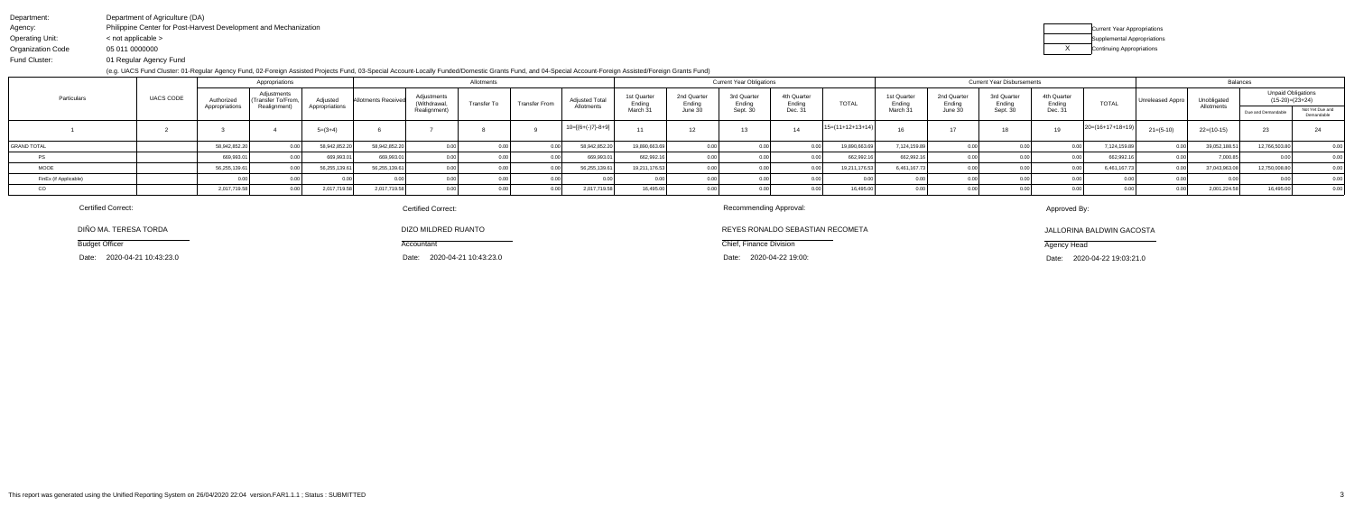Department: Department of Agriculture (DA)
Agency: Philippine Center for Post-Harvest Development and Mechanization
Operating Unit: < not applicable >
Organization Code: 05 011 0000000
Fund Cluster: 01 Regular Agency Fund

| | |
|---|---|
| | Current Year Appropriations |
| | Supplemental Appropriations |
| X | Continuing Appropriations |

(e.g. UACS Fund Cluster: 01-Regular Agency Fund, 02-Foreign Assisted Projects Fund, 03-Special Account-Locally Funded/Domestic Grants Fund, and 04-Special Account-Foreign Assisted/Foreign Grants Fund)

| Particulars | UACS CODE | Appropriations | | | Allotments | | | | | Current Year Obligations | | | | | Current Year Disbursements | | | | | Balances | | | |
|---|---|---|---|---|---|---|---|---|---|---|---|---|---|---|---|---|---|---|---|---|---|---|---|
| | | Authorized Appropriations | Adjustments (Transfer To/From, Realignment) | Adjusted Appropriations | Allotments Received | Adjustments (Withdrawal, Realignment) | Transfer To | Transfer From | Adjusted Total Allotments | 1st Quarter Ending March 31 | 2nd Quarter Ending June 30 | 3rd Quarter Ending Sept. 30 | 4th Quarter Ending Dec. 31 | TOTAL | 1st Quarter Ending March 31 | 2nd Quarter Ending June 30 | 3rd Quarter Ending Sept. 30 | 4th Quarter Ending Dec. 31 | TOTAL | Unreleased Appro | Unobligated Allotments | Unpaid Obligations (15-20)=(23+24) | |
| | | | | | | | | | | | | | | | | | | | | | | Due and Demandable | Not Yet Due and Demandable |
| 1 | 2 | 3 | 4 | 5=(3+4) | 6 | 7 | 8 | 9 | 10=[{6+(-)7}-8+9] | 11 | 12 | 13 | 14 | 15=(11+12+13+14) | 16 | 17 | 18 | 19 | 20=(16+17+18+19) | 21=(5-10) | 22=(10-15) | 23 | 24 |
| GRAND TOTAL | | 58,942,852.20 | 0.00 | 58,942,852.20 | 58,942,852.20 | 0.00 | 0.00 | 0.00 | 58,942,852.20 | 19,890,663.69 | 0.00 | 0.00 | 0.00 | 19,890,663.69 | 7,124,159.89 | 0.00 | 0.00 | 0.00 | 7,124,159.89 | 0.00 | 39,052,188.51 | 12,766,503.80 | 0.00 |
| PS | | 669,993.01 | 0.00 | 669,993.01 | 669,993.01 | 0.00 | 0.00 | 0.00 | 669,993.01 | 662,992.16 | 0.00 | 0.00 | 0.00 | 662,992.16 | 662,992.16 | 0.00 | 0.00 | 0.00 | 662,992.16 | 0.00 | 7,000.85 | 0.00 | 0.00 |
| MOOE | | 56,255,139.61 | 0.00 | 56,255,139.61 | 56,255,139.61 | 0.00 | 0.00 | 0.00 | 56,255,139.61 | 19,211,176.53 | 0.00 | 0.00 | 0.00 | 19,211,176.53 | 6,461,167.73 | 0.00 | 0.00 | 0.00 | 6,461,167.73 | 0.00 | 37,043,963.08 | 12,750,008.80 | 0.00 |
| FinEx (if Applicable) | | 0.00 | 0.00 | 0.00 | 0.00 | 0.00 | 0.00 | 0.00 | 0.00 | 0.00 | 0.00 | 0.00 | 0.00 | 0.00 | 0.00 | 0.00 | 0.00 | 0.00 | 0.00 | 0.00 | 0.00 | 0.00 | 0.00 |
| CO | | 2,017,719.58 | 0.00 | 2,017,719.58 | 2,017,719.58 | 0.00 | 0.00 | 0.00 | 2,017,719.58 | 16,495.00 | 0.00 | 0.00 | 0.00 | 16,495.00 | 0.00 | 0.00 | 0.00 | 0.00 | 0.00 | 0.00 | 2,001,224.58 | 16,495.00 | 0.00 |

Certified Correct:

DIÑO MA. TERESA TORDA
Budget Officer
Date: 2020-04-21 10:43:23.0

Certified Correct:

DIZO MILDRED RUANTO
Accountant
Date: 2020-04-21 10:43:23.0

Recommending Approval:

REYES RONALDO SEBASTIAN RECOMETA
Chief, Finance Division
Date: 2020-04-22 19:00:

Approved By:

JALLORINA BALDWIN GACOSTA
Agency Head
Date: 2020-04-22 19:03:21.0

This report was generated using the Unified Reporting System on 26/04/2020 22:04 version.FAR1.1.1 ; Status : SUBMITTED